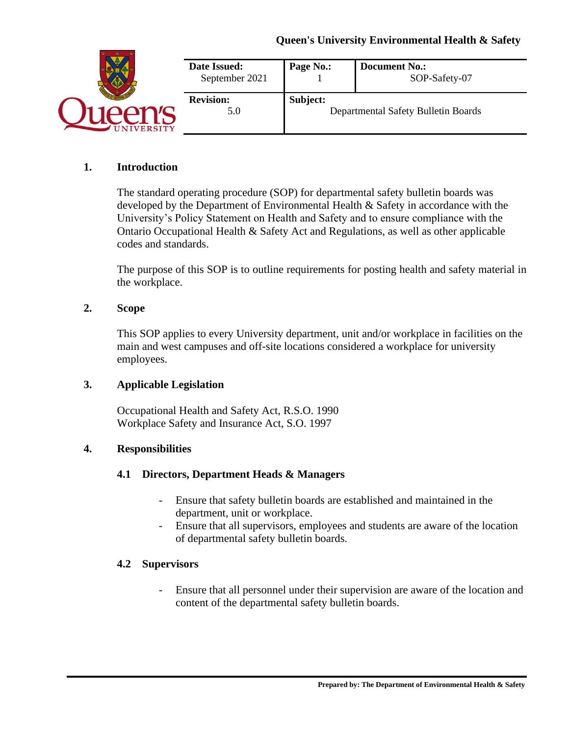**Queen's University Environmental Health & Safety**

| Date Issued: September 2021 | Page No.: 1 | Document No.: SOP-Safety-07 |
| --- | --- | --- |
| **Revision:** 5.0 | **Subject:** Departmental Safety Bulletin Boards | |

## 1. Introduction

The standard operating procedure (SOP) for departmental safety bulletin boards was developed by the Department of Environmental Health & Safety in accordance with the University's Policy Statement on Health and Safety and to ensure compliance with the Ontario Occupational Health & Safety Act and Regulations, as well as other applicable codes and standards.

The purpose of this SOP is to outline requirements for posting health and safety material in the workplace.

## 2. Scope

This SOP applies to every University department, unit and/or workplace in facilities on the main and west campuses and off-site locations considered a workplace for university employees.

## 3. Applicable Legislation

Occupational Health and Safety Act, R.S.O. 1990
Workplace Safety and Insurance Act, S.O. 1997

## 4. Responsibilities

### 4.1 Directors, Department Heads & Managers

- Ensure that safety bulletin boards are established and maintained in the department, unit or workplace.
- Ensure that all supervisors, employees and students are aware of the location of departmental safety bulletin boards.

### 4.2 Supervisors

- Ensure that all personnel under their supervision are aware of the location and content of the departmental safety bulletin boards.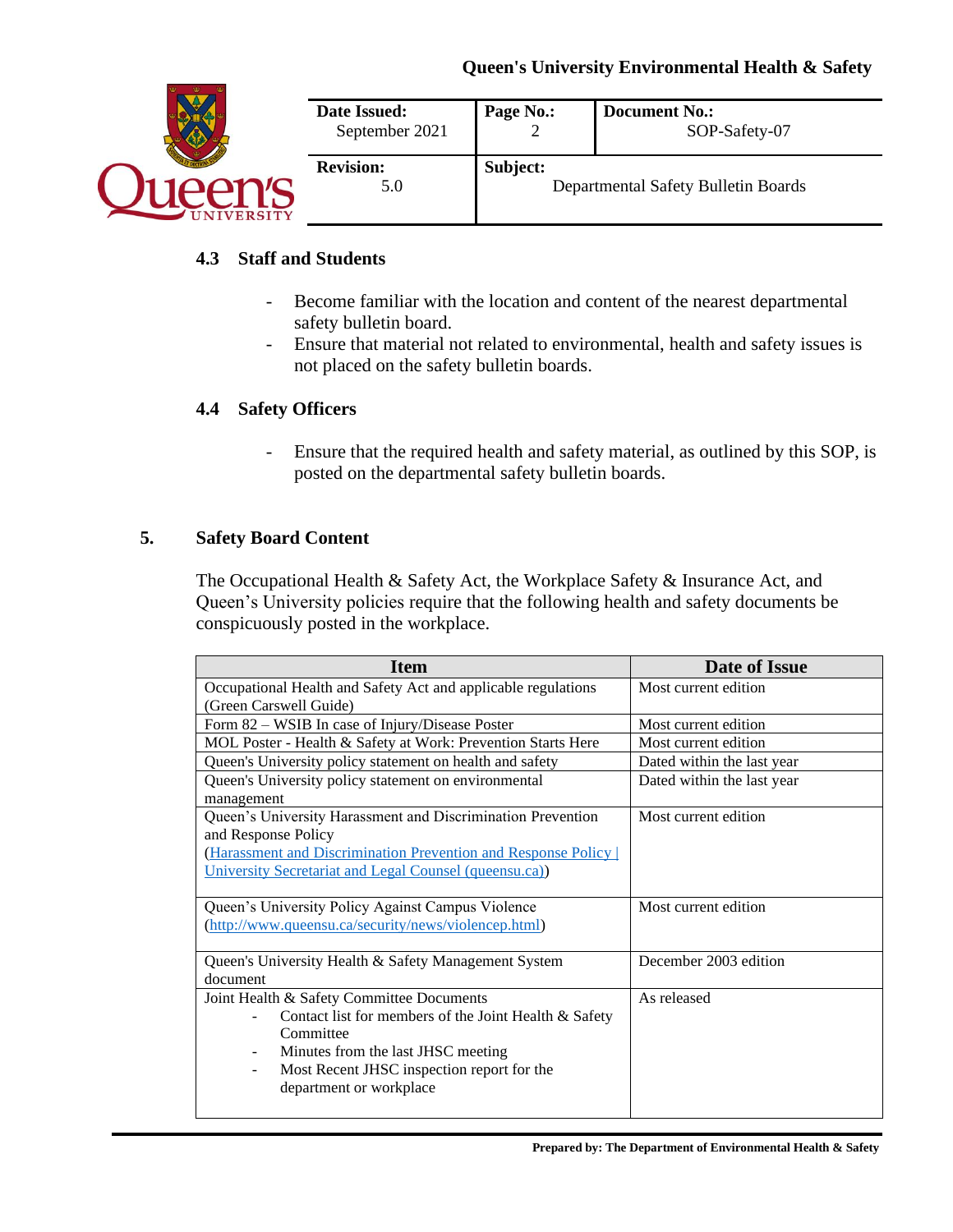### 4.3 Staff and Students

- Become familiar with the location and content of the nearest departmental safety bulletin board.
- Ensure that material not related to environmental, health and safety issues is not placed on the safety bulletin boards.

### 4.4 Safety Officers

- Ensure that the required health and safety material, as outlined by this SOP, is posted on the departmental safety bulletin boards.

## 5. Safety Board Content

The Occupational Health & Safety Act, the Workplace Safety & Insurance Act, and Queen's University policies require that the following health and safety documents be conspicuously posted in the workplace.

| Item | Date of Issue |
|---|---|
| Occupational Health and Safety Act and applicable regulations (Green Carswell Guide) | Most current edition |
| Form 82 – WSIB In case of Injury/Disease Poster | Most current edition |
| MOL Poster - Health & Safety at Work: Prevention Starts Here | Most current edition |
| Queen's University policy statement on health and safety | Dated within the last year |
| Queen's University policy statement on environmental management | Dated within the last year |
| Queen's University Harassment and Discrimination Prevention and Response Policy ([Harassment and Discrimination Prevention and Response Policy \| University Secretariat and Legal Counsel (queensu.ca)]) | Most current edition |
| Queen's University Policy Against Campus Violence (http://www.queensu.ca/security/news/violencep.html) | Most current edition |
| Queen's University Health & Safety Management System document | December 2003 edition |
| Joint Health & Safety Committee Documents<br>- Contact list for members of the Joint Health & Safety Committee<br>- Minutes from the last JHSC meeting<br>- Most Recent JHSC inspection report for the department or workplace | As released |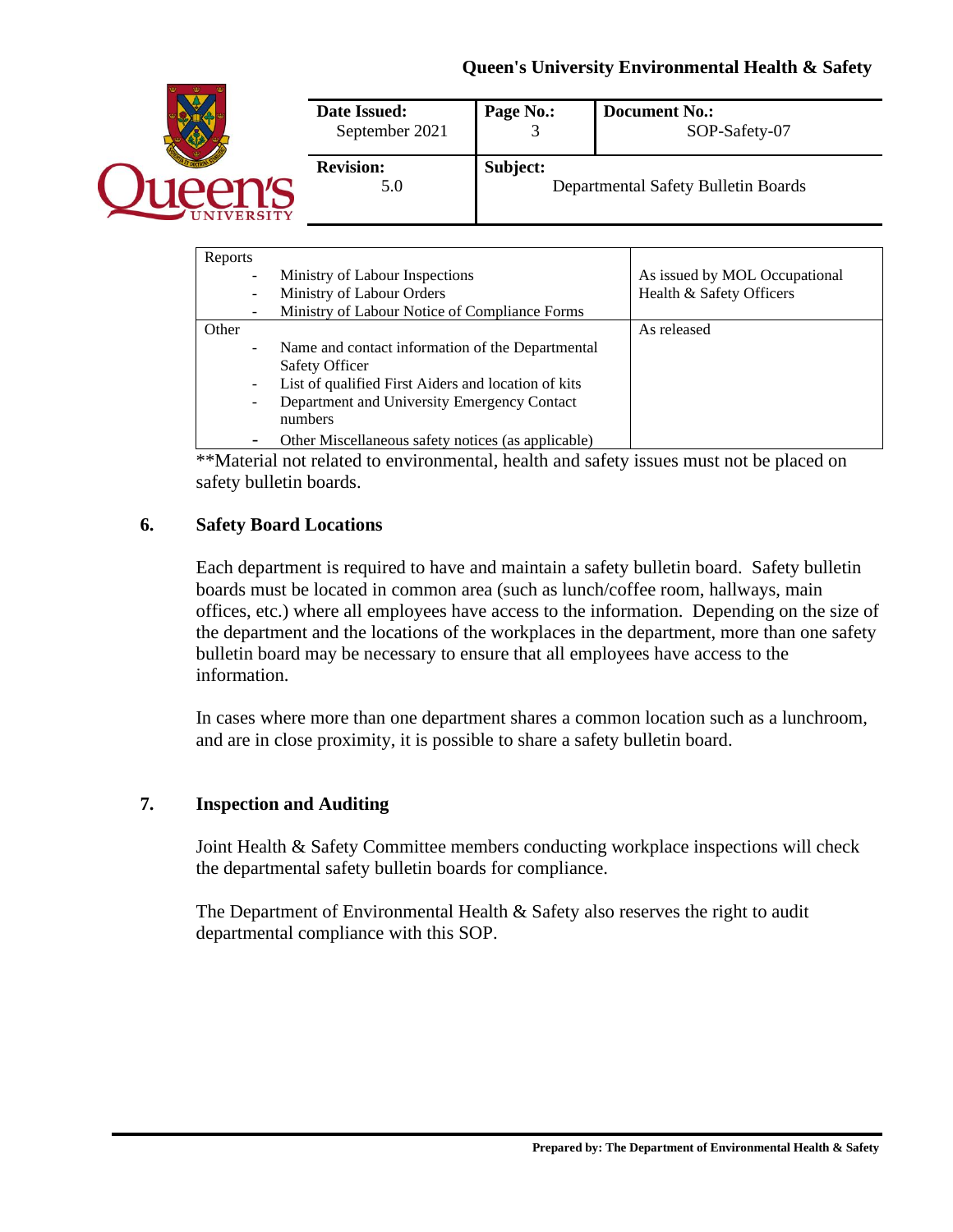| | |
|---|---|
| Reports<br>- Ministry of Labour Inspections<br>- Ministry of Labour Orders<br>- Ministry of Labour Notice of Compliance Forms | As issued by MOL Occupational Health & Safety Officers |
| Other<br>- Name and contact information of the Departmental Safety Officer<br>- List of qualified First Aiders and location of kits<br>- Department and University Emergency Contact numbers<br>- Other Miscellaneous safety notices (as applicable) | As released |

**Material not related to environmental, health and safety issues must not be placed on safety bulletin boards.

## 6. Safety Board Locations

Each department is required to have and maintain a safety bulletin board. Safety bulletin boards must be located in common area (such as lunch/coffee room, hallways, main offices, etc.) where all employees have access to the information. Depending on the size of the department and the locations of the workplaces in the department, more than one safety bulletin board may be necessary to ensure that all employees have access to the information.

In cases where more than one department shares a common location such as a lunchroom, and are in close proximity, it is possible to share a safety bulletin board.

## 7. Inspection and Auditing

Joint Health & Safety Committee members conducting workplace inspections will check the departmental safety bulletin boards for compliance.

The Department of Environmental Health & Safety also reserves the right to audit departmental compliance with this SOP.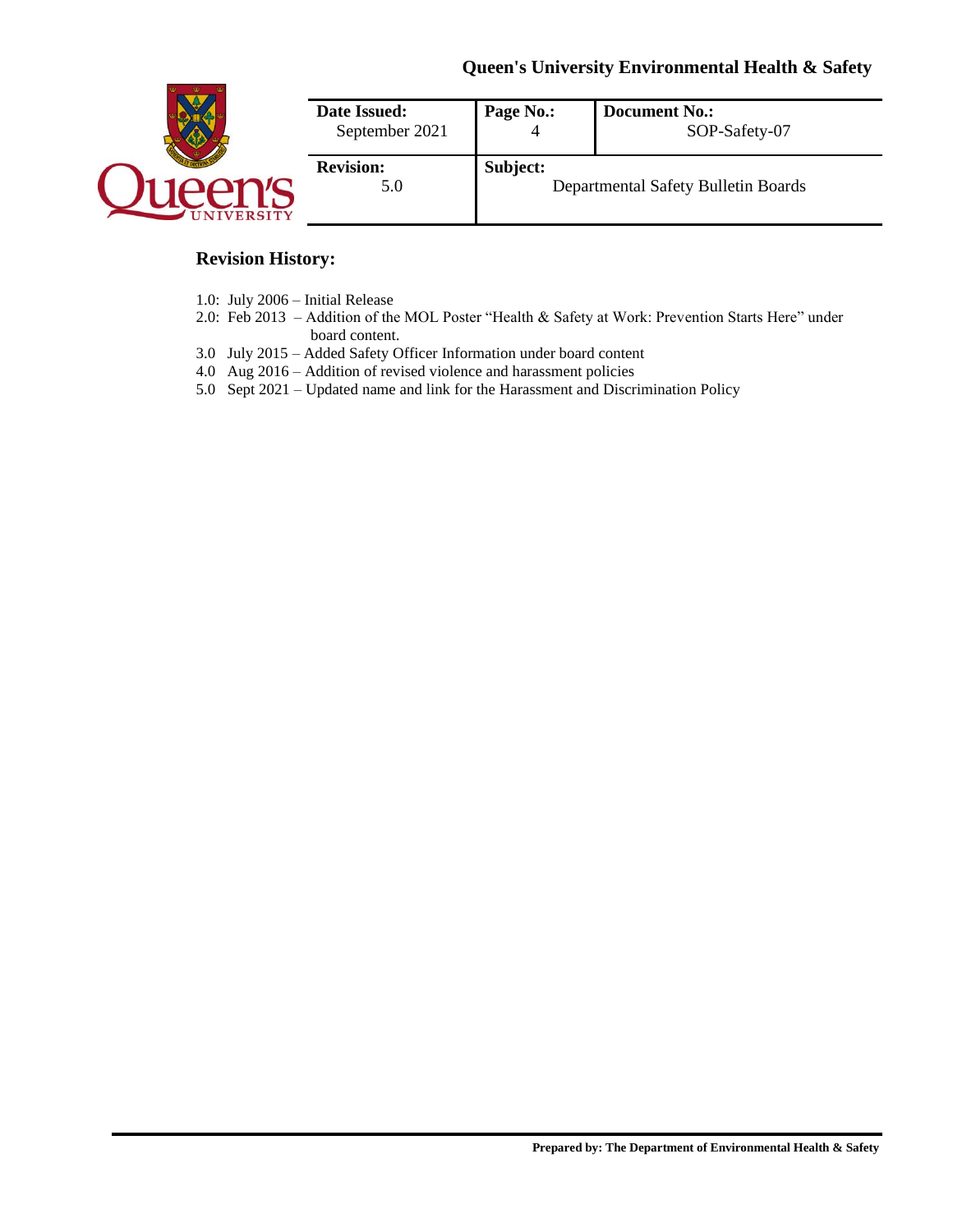## Revision History:

- 1.0: July 2006 – Initial Release
- 2.0: Feb 2013 – Addition of the MOL Poster "Health & Safety at Work: Prevention Starts Here" under board content.
- 3.0 July 2015 – Added Safety Officer Information under board content
- 4.0 Aug 2016 – Addition of revised violence and harassment policies
- 5.0 Sept 2021 – Updated name and link for the Harassment and Discrimination Policy